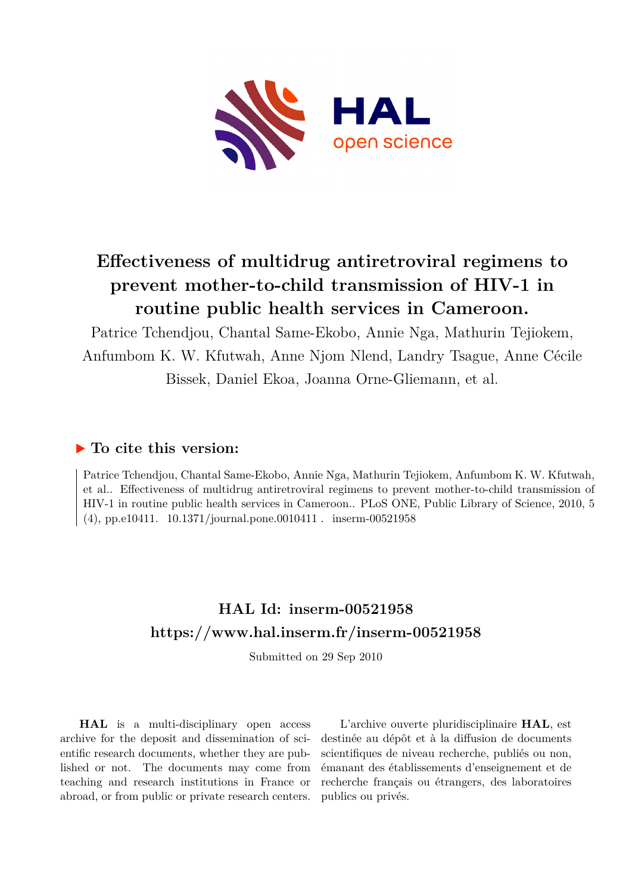# Effectiveness of multidrug antiretroviral regimens to prevent mother-to-child transmission of HIV-1 in routine public health services in Cameroon.

Patrice Tchendjou, Chantal Same-Ekobo, Annie Nga, Mathurin Tejiokem, Anfumbom K. W. Kfutwah, Anne Njom Nlend, Landry Tsague, Anne Cécile Bissek, Daniel Ekoa, Joanna Orne-Gliemann, et al.

## ▶ To cite this version:

Patrice Tchendjou, Chantal Same-Ekobo, Annie Nga, Mathurin Tejiokem, Anfumbom K. W. Kfutwah, et al.. Effectiveness of multidrug antiretroviral regimens to prevent mother-to-child transmission of HIV-1 in routine public health services in Cameroon.. PLoS ONE, Public Library of Science, 2010, 5 (4), pp.e10411. 10.1371/journal.pone.0010411 . inserm-00521958

## HAL Id: inserm-00521958
## https://www.hal.inserm.fr/inserm-00521958

Submitted on 29 Sep 2010

**HAL** is a multi-disciplinary open access archive for the deposit and dissemination of scientific research documents, whether they are published or not. The documents may come from teaching and research institutions in France or abroad, or from public or private research centers.

L'archive ouverte pluridisciplinaire **HAL**, est destinée au dépôt et à la diffusion de documents scientifiques de niveau recherche, publiés ou non, émanant des établissements d'enseignement et de recherche français ou étrangers, des laboratoires publics ou privés.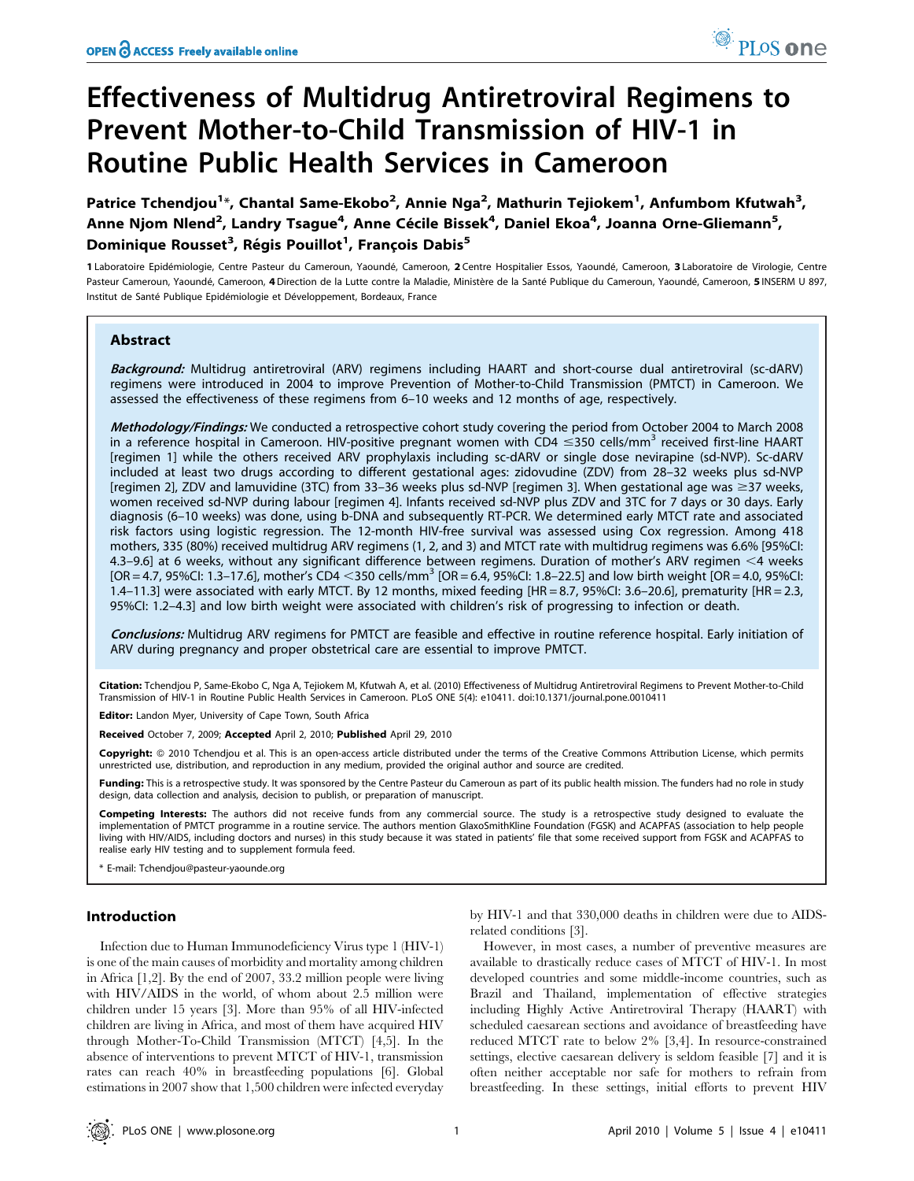# Effectiveness of Multidrug Antiretroviral Regimens to Prevent Mother-to-Child Transmission of HIV-1 in Routine Public Health Services in Cameroon

**Patrice Tchendjou[1]\*, Chantal Same-Ekobo[2], Annie Nga[2], Mathurin Tejiokem[1], Anfumbom Kfutwah[3], Anne Njom Nlend[2], Landry Tsague[4], Anne Cécile Bissek[4], Daniel Ekoa[4], Joanna Orne-Gliemann[5], Dominique Rousset[3], Régis Pouillot[1], François Dabis[5]**

1 Laboratoire Epidémiologie, Centre Pasteur du Cameroun, Yaoundé, Cameroon, 2 Centre Hospitalier Essos, Yaoundé, Cameroon, 3 Laboratoire de Virologie, Centre Pasteur Cameroun, Yaoundé, Cameroon, 4 Direction de la Lutte contre la Maladie, Ministère de la Santé Publique du Cameroun, Yaoundé, Cameroon, 5 INSERM U 897, Institut de Santé Publique Epidémiologie et Développement, Bordeaux, France

## Abstract

***Background:*** Multidrug antiretroviral (ARV) regimens including HAART and short-course dual antiretroviral (sc-dARV) regimens were introduced in 2004 to improve Prevention of Mother-to-Child Transmission (PMTCT) in Cameroon. We assessed the effectiveness of these regimens from 6–10 weeks and 12 months of age, respectively.

***Methodology/Findings:*** We conducted a retrospective cohort study covering the period from October 2004 to March 2008 in a reference hospital in Cameroon. HIV-positive pregnant women with CD4 ≤350 cells/mm$^3$ received first-line HAART [regimen 1] while the others received ARV prophylaxis including sc-dARV or single dose nevirapine (sd-NVP). Sc-dARV included at least two drugs according to different gestational ages: zidovudine (ZDV) from 28–32 weeks plus sd-NVP [regimen 2], ZDV and lamuvidine (3TC) from 33–36 weeks plus sd-NVP [regimen 3]. When gestational age was ≥37 weeks, women received sd-NVP during labour [regimen 4]. Infants received sd-NVP plus ZDV and 3TC for 7 days or 30 days. Early diagnosis (6–10 weeks) was done, using b-DNA and subsequently RT-PCR. We determined early MTCT rate and associated risk factors using logistic regression. The 12-month HIV-free survival was assessed using Cox regression. Among 418 mothers, 335 (80%) received multidrug ARV regimens (1, 2, and 3) and MTCT rate with multidrug regimens was 6.6% [95%CI: 4.3–9.6] at 6 weeks, without any significant difference between regimens. Duration of mother's ARV regimen <4 weeks [OR = 4.7, 95%CI: 1.3–17.6], mother's CD4 <350 cells/mm$^3$ [OR = 6.4, 95%CI: 1.8–22.5] and low birth weight [OR = 4.0, 95%CI: 1.4–11.3] were associated with early MTCT. By 12 months, mixed feeding [HR = 8.7, 95%CI: 3.6–20.6], prematurity [HR = 2.3, 95%CI: 1.2–4.3] and low birth weight were associated with children's risk of progressing to infection or death.

***Conclusions:*** Multidrug ARV regimens for PMTCT are feasible and effective in routine reference hospital. Early initiation of ARV during pregnancy and proper obstetrical care are essential to improve PMTCT.

**Citation:** Tchendjou P, Same-Ekobo C, Nga A, Tejiokem M, Kfutwah A, et al. (2010) Effectiveness of Multidrug Antiretroviral Regimens to Prevent Mother-to-Child Transmission of HIV-1 in Routine Public Health Services in Cameroon. PLoS ONE 5(4): e10411. doi:10.1371/journal.pone.0010411

**Editor:** Landon Myer, University of Cape Town, South Africa

**Received** October 7, 2009; **Accepted** April 2, 2010; **Published** April 29, 2010

**Copyright:** © 2010 Tchendjou et al. This is an open-access article distributed under the terms of the Creative Commons Attribution License, which permits unrestricted use, distribution, and reproduction in any medium, provided the original author and source are credited.

**Funding:** This is a retrospective study. It was sponsored by the Centre Pasteur du Cameroun as part of its public health mission. The funders had no role in study design, data collection and analysis, decision to publish, or preparation of manuscript.

**Competing Interests:** The authors did not receive funds from any commercial source. The study is a retrospective study designed to evaluate the implementation of PMTCT programme in a routine service. The authors mention GlaxoSmithKline Foundation (FGSK) and ACAPFAS (association to help people living with HIV/AIDS, including doctors and nurses) in this study because it was stated in patients' file that some received support from FGSK and ACAPFAS to realise early HIV testing and to supplement formula feed.

\* E-mail: Tchendjou@pasteur-yaounde.org

## Introduction

Infection due to Human Immunodeficiency Virus type 1 (HIV-1) is one of the main causes of morbidity and mortality among children in Africa [1,2]. By the end of 2007, 33.2 million people were living with HIV/AIDS in the world, of whom about 2.5 million were children under 15 years [3]. More than 95% of all HIV-infected children are living in Africa, and most of them have acquired HIV through Mother-To-Child Transmission (MTCT) [4,5]. In the absence of interventions to prevent MTCT of HIV-1, transmission rates can reach 40% in breastfeeding populations [6]. Global estimations in 2007 show that 1,500 children were infected everyday by HIV-1 and that 330,000 deaths in children were due to AIDS-related conditions [3].

However, in most cases, a number of preventive measures are available to drastically reduce cases of MTCT of HIV-1. In most developed countries and some middle-income countries, such as Brazil and Thailand, implementation of effective strategies including Highly Active Antiretroviral Therapy (HAART) with scheduled caesarean sections and avoidance of breastfeeding have reduced MTCT rate to below 2% [3,4]. In resource-constrained settings, elective caesarean delivery is seldom feasible [7] and it is often neither acceptable nor safe for mothers to refrain from breastfeeding. In these settings, initial efforts to prevent HIV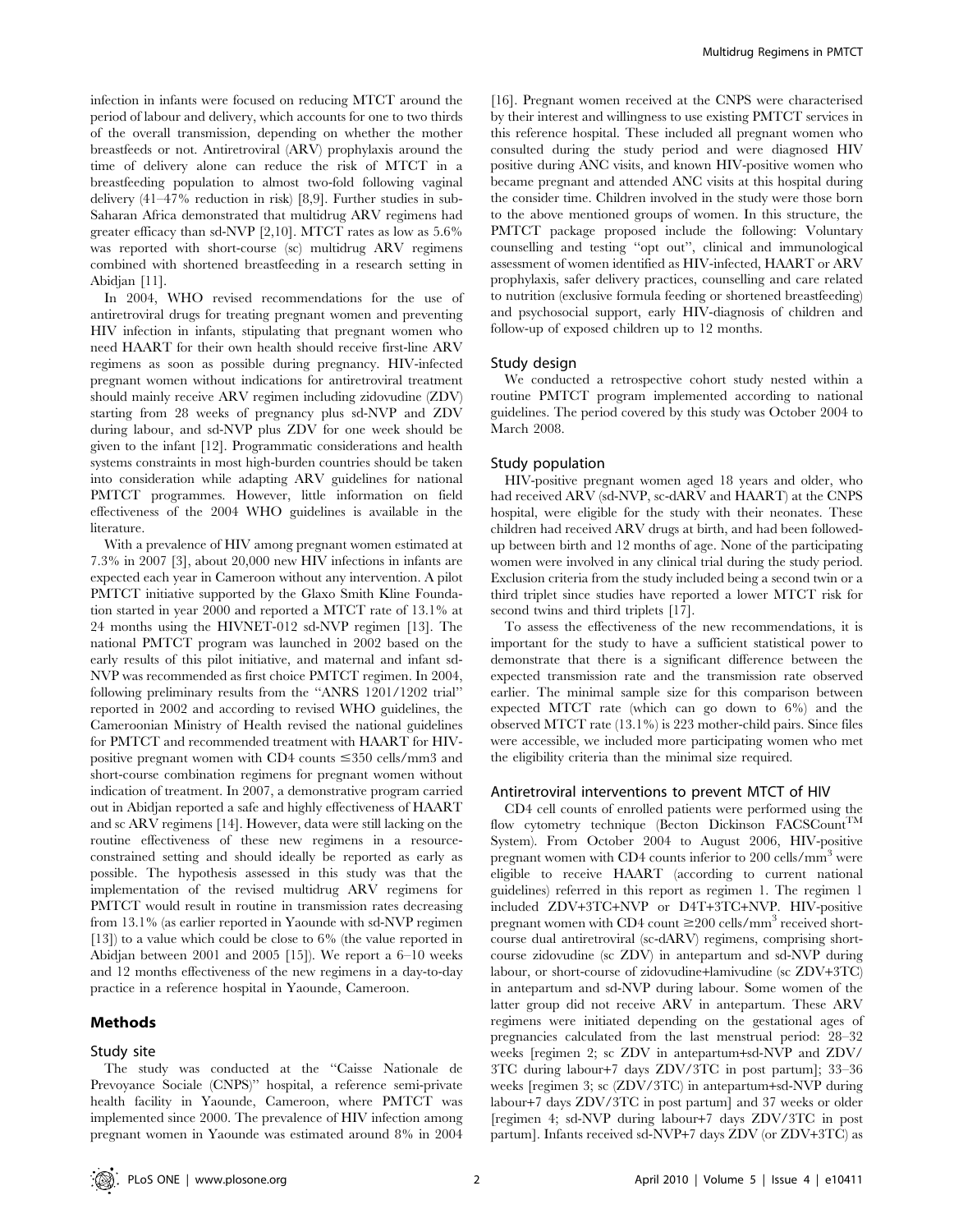infection in infants were focused on reducing MTCT around the period of labour and delivery, which accounts for one to two thirds of the overall transmission, depending on whether the mother breastfeeds or not. Antiretroviral (ARV) prophylaxis around the time of delivery alone can reduce the risk of MTCT in a breastfeeding population to almost two-fold following vaginal delivery (41–47% reduction in risk) [8,9]. Further studies in sub-Saharan Africa demonstrated that multidrug ARV regimens had greater efficacy than sd-NVP [2,10]. MTCT rates as low as 5.6% was reported with short-course (sc) multidrug ARV regimens combined with shortened breastfeeding in a research setting in Abidjan [11].

In 2004, WHO revised recommendations for the use of antiretroviral drugs for treating pregnant women and preventing HIV infection in infants, stipulating that pregnant women who need HAART for their own health should receive first-line ARV regimens as soon as possible during pregnancy. HIV-infected pregnant women without indications for antiretroviral treatment should mainly receive ARV regimen including zidovudine (ZDV) starting from 28 weeks of pregnancy plus sd-NVP and ZDV during labour, and sd-NVP plus ZDV for one week should be given to the infant [12]. Programmatic considerations and health systems constraints in most high-burden countries should be taken into consideration while adapting ARV guidelines for national PMTCT programmes. However, little information on field effectiveness of the 2004 WHO guidelines is available in the literature.

With a prevalence of HIV among pregnant women estimated at 7.3% in 2007 [3], about 20,000 new HIV infections in infants are expected each year in Cameroon without any intervention. A pilot PMTCT initiative supported by the Glaxo Smith Kline Foundation started in year 2000 and reported a MTCT rate of 13.1% at 24 months using the HIVNET-012 sd-NVP regimen [13]. The national PMTCT program was launched in 2002 based on the early results of this pilot initiative, and maternal and infant sd-NVP was recommended as first choice PMTCT regimen. In 2004, following preliminary results from the "ANRS 1201/1202 trial" reported in 2002 and according to revised WHO guidelines, the Cameroonian Ministry of Health revised the national guidelines for PMTCT and recommended treatment with HAART for HIV-positive pregnant women with CD4 counts ≤350 cells/mm3 and short-course combination regimens for pregnant women without indication of treatment. In 2007, a demonstrative program carried out in Abidjan reported a safe and highly effectiveness of HAART and sc ARV regimens [14]. However, data were still lacking on the routine effectiveness of these new regimens in a resource-constrained setting and should ideally be reported as early as possible. The hypothesis assessed in this study was that the implementation of the revised multidrug ARV regimens for PMTCT would result in routine in transmission rates decreasing from 13.1% (as earlier reported in Yaounde with sd-NVP regimen [13]) to a value which could be close to 6% (the value reported in Abidjan between 2001 and 2005 [15]). We report a 6–10 weeks and 12 months effectiveness of the new regimens in a day-to-day practice in a reference hospital in Yaounde, Cameroon.

## Methods

### Study site

The study was conducted at the "Caisse Nationale de Prevoyance Sociale (CNPS)" hospital, a reference semi-private health facility in Yaounde, Cameroon, where PMTCT was implemented since 2000. The prevalence of HIV infection among pregnant women in Yaounde was estimated around 8% in 2004 [16]. Pregnant women received at the CNPS were characterised by their interest and willingness to use existing PMTCT services in this reference hospital. These included all pregnant women who consulted during the study period and were diagnosed HIV positive during ANC visits, and known HIV-positive women who became pregnant and attended ANC visits at this hospital during the consider time. Children involved in the study were those born to the above mentioned groups of women. In this structure, the PMTCT package proposed include the following: Voluntary counselling and testing "opt out", clinical and immunological assessment of women identified as HIV-infected, HAART or ARV prophylaxis, safer delivery practices, counselling and care related to nutrition (exclusive formula feeding or shortened breastfeeding) and psychosocial support, early HIV-diagnosis of children and follow-up of exposed children up to 12 months.

### Study design

We conducted a retrospective cohort study nested within a routine PMTCT program implemented according to national guidelines. The period covered by this study was October 2004 to March 2008.

### Study population

HIV-positive pregnant women aged 18 years and older, who had received ARV (sd-NVP, sc-dARV and HAART) at the CNPS hospital, were eligible for the study with their neonates. These children had received ARV drugs at birth, and had been followed-up between birth and 12 months of age. None of the participating women were involved in any clinical trial during the study period. Exclusion criteria from the study included being a second twin or a third triplet since studies have reported a lower MTCT risk for second twins and third triplets [17].

To assess the effectiveness of the new recommendations, it is important for the study to have a sufficient statistical power to demonstrate that there is a significant difference between the expected transmission rate and the transmission rate observed earlier. The minimal sample size for this comparison between expected MTCT rate (which can go down to 6%) and the observed MTCT rate (13.1%) is 223 mother-child pairs. Since files were accessible, we included more participating women who met the eligibility criteria than the minimal size required.

### Antiretroviral interventions to prevent MTCT of HIV

CD4 cell counts of enrolled patients were performed using the flow cytometry technique (Becton Dickinson FACSCount$^{TM}$ System). From October 2004 to August 2006, HIV-positive pregnant women with CD4 counts inferior to 200 cells/mm$^3$ were eligible to receive HAART (according to current national guidelines) referred in this report as regimen 1. The regimen 1 included ZDV+3TC+NVP or D4T+3TC+NVP. HIV-positive pregnant women with CD4 count ≥200 cells/mm$^3$ received short-course dual antiretroviral (sc-dARV) regimens, comprising short-course zidovudine (sc ZDV) in antepartum and sd-NVP during labour, or short-course of zidovudine+lamivudine (sc ZDV+3TC) in antepartum and sd-NVP during labour. Some women of the latter group did not receive ARV in antepartum. These ARV regimens were initiated depending on the gestational ages of pregnancies calculated from the last menstrual period: 28–32 weeks [regimen 2; sc ZDV in antepartum+sd-NVP and ZDV/3TC during labour+7 days ZDV/3TC in post partum]; 33–36 weeks [regimen 3; sc (ZDV/3TC) in antepartum+sd-NVP during labour+7 days ZDV/3TC in post partum] and 37 weeks or older [regimen 4; sd-NVP during labour+7 days ZDV/3TC in post partum]. Infants received sd-NVP+7 days ZDV (or ZDV+3TC) as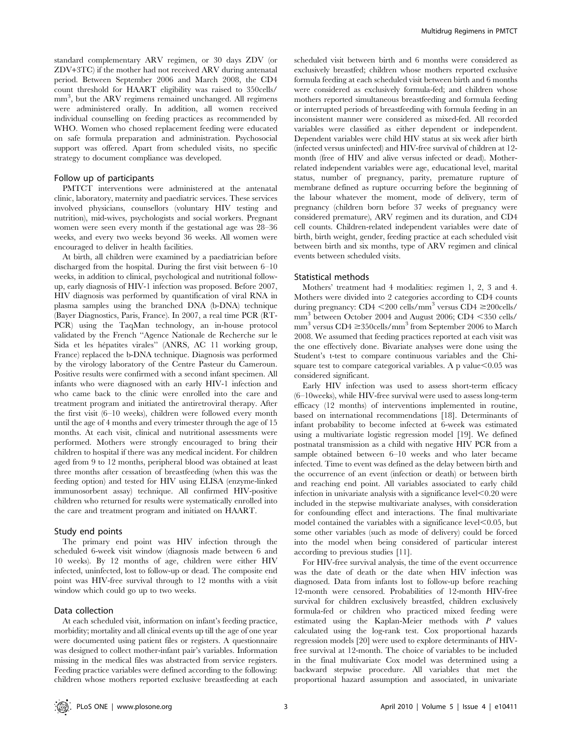standard complementary ARV regimen, or 30 days ZDV (or ZDV+3TC) if the mother had not received ARV during antenatal period. Between September 2006 and March 2008, the CD4 count threshold for HAART eligibility was raised to 350cells/mm$^3$, but the ARV regimens remained unchanged. All regimens were administered orally. In addition, all women received individual counselling on feeding practices as recommended by WHO. Women who chosed replacement feeding were educated on safe formula preparation and administration. Psychosocial support was offered. Apart from scheduled visits, no specific strategy to document compliance was developed.

## Follow up of participants

PMTCT interventions were administered at the antenatal clinic, laboratory, maternity and paediatric services. These services involved physicians, counsellors (voluntary HIV testing and nutrition), mid-wives, psychologists and social workers. Pregnant women were seen every month if the gestational age was 28–36 weeks, and every two weeks beyond 36 weeks. All women were encouraged to deliver in health facilities.

At birth, all children were examined by a paediatrician before discharged from the hospital. During the first visit between 6–10 weeks, in addition to clinical, psychological and nutritional follow-up, early diagnosis of HIV-1 infection was proposed. Before 2007, HIV diagnosis was performed by quantification of viral RNA in plasma samples using the branched DNA (b-DNA) technique (Bayer Diagnostics, Paris, France). In 2007, a real time PCR (RT-PCR) using the TaqMan technology, an in-house protocol validated by the French ''Agence Nationale de Recherche sur le Sida et les hépatites virales'' (ANRS, AC 11 working group, France) replaced the b-DNA technique. Diagnosis was performed by the virology laboratory of the Centre Pasteur du Cameroun. Positive results were confirmed with a second infant specimen. All infants who were diagnosed with an early HIV-1 infection and who came back to the clinic were enrolled into the care and treatment program and initiated the antiretroviral therapy. After the first visit (6–10 weeks), children were followed every month until the age of 4 months and every trimester through the age of 15 months. At each visit, clinical and nutritional assessments were performed. Mothers were strongly encouraged to bring their children to hospital if there was any medical incident. For children aged from 9 to 12 months, peripheral blood was obtained at least three months after cessation of breastfeeding (when this was the feeding option) and tested for HIV using ELISA (enzyme-linked immunosorbent assay) technique. All confirmed HIV-positive children who returned for results were systematically enrolled into the care and treatment program and initiated on HAART.

## Study end points

The primary end point was HIV infection through the scheduled 6-week visit window (diagnosis made between 6 and 10 weeks). By 12 months of age, children were either HIV infected, uninfected, lost to follow-up or dead. The composite end point was HIV-free survival through to 12 months with a visit window which could go up to two weeks.

## Data collection

At each scheduled visit, information on infant's feeding practice, morbidity; mortality and all clinical events up till the age of one year were documented using patient files or registers. A questionnaire was designed to collect mother-infant pair's variables. Information missing in the medical files was abstracted from service registers. Feeding practice variables were defined according to the following: children whose mothers reported exclusive breastfeeding at each scheduled visit between birth and 6 months were considered as exclusively breastfed; children whose mothers reported exclusive formula feeding at each scheduled visit between birth and 6 months were considered as exclusively formula-fed; and children whose mothers reported simultaneous breastfeeding and formula feeding or interrupted periods of breastfeeding with formula feeding in an inconsistent manner were considered as mixed-fed. All recorded variables were classified as either dependent or independent. Dependent variables were child HIV status at six week after birth (infected versus uninfected) and HIV-free survival of children at 12-month (free of HIV and alive versus infected or dead). Mother-related independent variables were age, educational level, marital status, number of pregnancy, parity, premature rupture of membrane defined as rupture occurring before the beginning of the labour whatever the moment, mode of delivery, term of pregnancy (children born before 37 weeks of pregnancy were considered premature), ARV regimen and its duration, and CD4 cell counts. Children-related independent variables were date of birth, birth weight, gender, feeding practice at each scheduled visit between birth and six months, type of ARV regimen and clinical events between scheduled visits.

## Statistical methods

Mothers' treatment had 4 modalities: regimen 1, 2, 3 and 4. Mothers were divided into 2 categories according to CD4 counts during pregnancy: CD4 $<$200 cells/mm$^3$ versus CD4 $\geq$200cells/mm$^3$ between October 2004 and August 2006; CD4 $<$350 cells/mm$^3$ versus CD4 $\geq$350cells/mm$^3$ from September 2006 to March 2008. We assumed that feeding practices reported at each visit was the one effectively done. Bivariate analyses were done using the Student's t-test to compare continuous variables and the Chi-square test to compare categorical variables. A p value$<$0.05 was considered significant.

Early HIV infection was used to assess short-term efficacy (6–10weeks), while HIV-free survival were used to assess long-term efficacy (12 months) of interventions implemented in routine, based on international recommendations [18]. Determinants of infant probability to become infected at 6-week was estimated using a multivariate logistic regression model [19]. We defined postnatal transmission as a child with negative HIV PCR from a sample obtained between 6–10 weeks and who later became infected. Time to event was defined as the delay between birth and the occurrence of an event (infection or death) or between birth and reaching end point. All variables associated to early child infection in univariate analysis with a significance level$<$0.20 were included in the stepwise multivariate analyses, with consideration for confounding effect and interactions. The final multivariate model contained the variables with a significance level$<$0.05, but some other variables (such as mode of delivery) could be forced into the model when being considered of particular interest according to previous studies [11].

For HIV-free survival analysis, the time of the event occurrence was the date of death or the date when HIV infection was diagnosed. Data from infants lost to follow-up before reaching 12-month were censored. Probabilities of 12-month HIV-free survival for children exclusively breastfed, children exclusively formula-fed or children who practiced mixed feeding were estimated using the Kaplan-Meier methods with $P$ values calculated using the log-rank test. Cox proportional hazards regression models [20] were used to explore determinants of HIV-free survival at 12-month. The choice of variables to be included in the final multivariate Cox model was determined using a backward stepwise procedure. All variables that met the proportional hazard assumption and associated, in univariate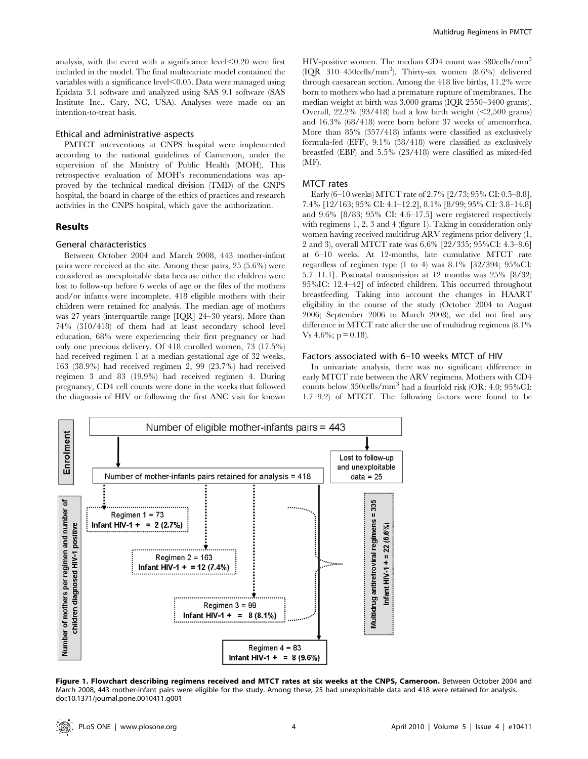analysis, with the event with a significance level<0.20 were first included in the model. The final multivariate model contained the variables with a significance level<0.05. Data were managed using Epidata 3.1 software and analyzed using SAS 9.1 software (SAS Institute Inc., Cary, NC, USA). Analyses were made on an intention-to-treat basis.

### Ethical and administrative aspects

PMTCT interventions at CNPS hospital were implemented according to the national guidelines of Cameroon, under the supervision of the Ministry of Public Health (MOH). This retrospective evaluation of MOH's recommendations was approved by the technical medical division (TMD) of the CNPS hospital, the board in charge of the ethics of practices and research activities in the CNPS hospital, which gave the authorization.

## Results

### General characteristics

Between October 2004 and March 2008, 443 mother-infant pairs were received at the site. Among these pairs, 25 (5.6%) were considered as unexploitable data because either the children were lost to follow-up before 6 weeks of age or the files of the mothers and/or infants were incomplete. 418 eligible mothers with their children were retained for analysis. The median age of mothers was 27 years (interquartile range [IQR] 24–30 years). More than 74% (310/418) of them had at least secondary school level education, 68% were experiencing their first pregnancy or had only one previous delivery. Of 418 enrolled women, 73 (17.5%) had received regimen 1 at a median gestational age of 32 weeks, 163 (38.9%) had received regimen 2, 99 (23.7%) had received regimen 3 and 83 (19.9%) had received regimen 4. During pregnancy, CD4 cell counts were done in the weeks that followed the diagnosis of HIV or following the first ANC visit for known HIV-positive women. The median CD4 count was 380cells/mm$^3$ (IQR 310–450cells/mm$^3$). Thirty-six women (8.6%) delivered through caesarean section. Among the 418 live births, 11.2% were born to mothers who had a premature rupture of membranes. The median weight at birth was 3,000 grams (IQR 2550–3400 grams). Overall, 22.2% (93/418) had a low birth weight (<2,500 grams) and 16.3% (68/418) were born before 37 weeks of amenorrhea. More than 85% (357/418) infants were classified as exclusively formula-fed (EFF), 9.1% (38/418) were classified as exclusively breastfed (EBF) and 5.5% (23/418) were classified as mixed-fed (MF).

### MTCT rates

Early (6–10 weeks) MTCT rate of 2.7% [2/73; 95% CI: 0.5–8.8], 7.4% [12/163; 95% CI: 4.1–12.2], 8.1% [8/99; 95% CI: 3.8–14.8] and 9.6% [8/83; 95% CI: 4.6–17.5] were registered respectively with regimens 1, 2, 3 and 4 (figure 1). Taking in consideration only women having received multidrug ARV regimens prior delivery (1, 2 and 3), overall MTCT rate was 6.6% [22/335; 95%CI: 4.3–9.6] at 6–10 weeks. At 12-months, late cumulative MTCT rate regardless of regimen type (1 to 4) was 8.1% [32/394; 95%CI: 5.7–11.1]. Postnatal transmission at 12 months was 25% [8/32; 95%IC: 12.4–42] of infected children. This occurred throughout breastfeeding. Taking into account the changes in HAART eligibility in the course of the study (October 2004 to August 2006; September 2006 to March 2008), we did not find any difference in MTCT rate after the use of multidrug regimens (8.1% Vs 4.6%; p = 0.18).

### Factors associated with 6–10 weeks MTCT of HIV

In univariate analysis, there was no significant difference in early MTCT rate between the ARV regimens. Mothers with CD4 counts below 350cells/mm$^3$ had a fourfold risk (OR: 4.0; 95%CI: 1.7–9.2) of MTCT. The following factors were found to be

**Figure 1. Flowchart describing regimens received and MTCT rates at six weeks at the CNPS, Cameroon.** Between October 2004 and March 2008, 443 mother-infant pairs were eligible for the study. Among these, 25 had unexploitable data and 418 were retained for analysis. doi:10.1371/journal.pone.0010411.g001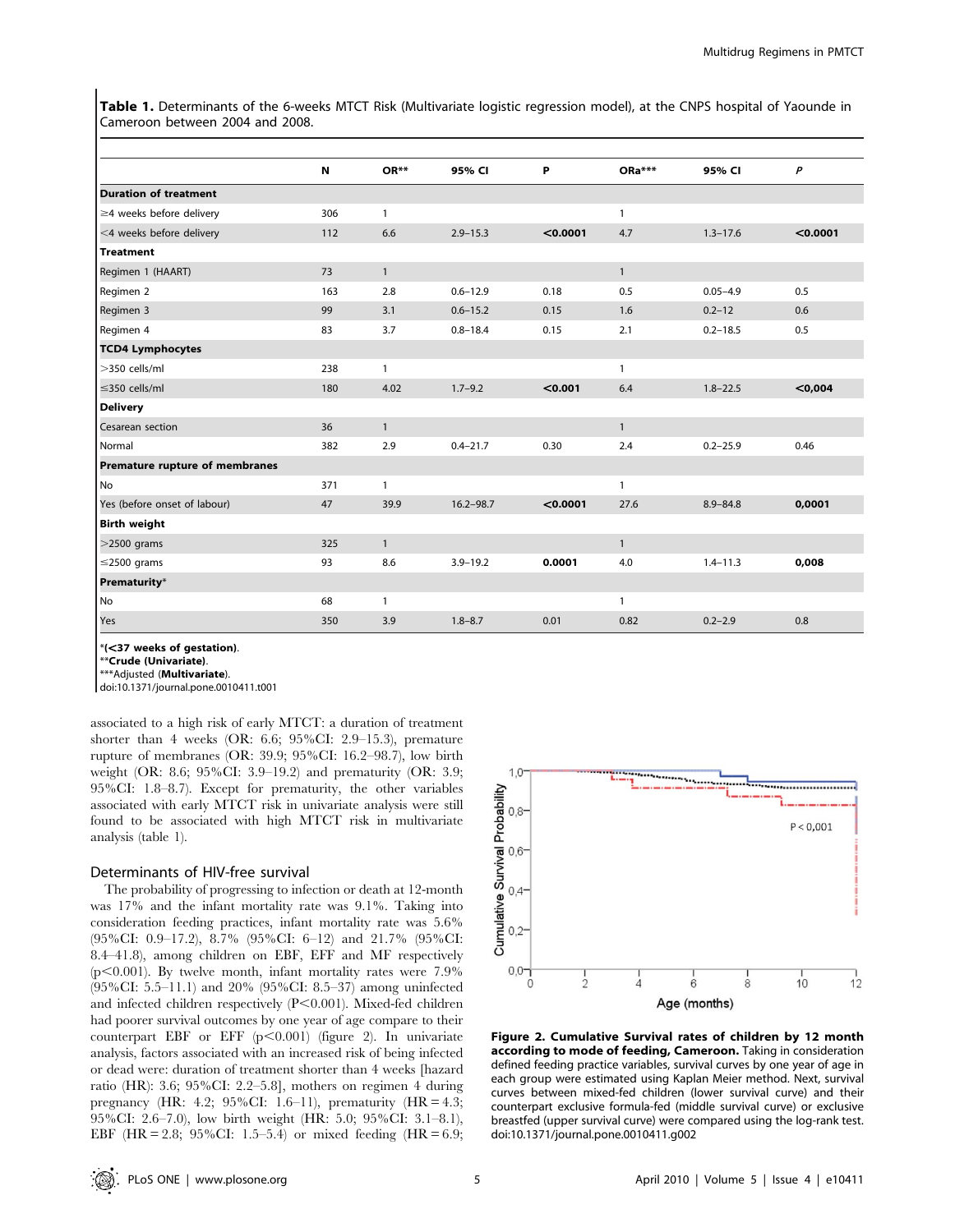**Table 1.** Determinants of the 6-weeks MTCT Risk (Multivariate logistic regression model), at the CNPS hospital of Yaounde in Cameroon between 2004 and 2008.

| | N | OR** | 95% CI | P | ORa*** | 95% CI | P |
|---|---|---|---|---|---|---|---|
| **Duration of treatment** | | | | | | | |
| ≥4 weeks before delivery | 306 | 1 | | | 1 | | |
| <4 weeks before delivery | 112 | 6.6 | 2.9–15.3 | **<0.0001** | 4.7 | 1.3–17.6 | **<0.0001** |
| **Treatment** | | | | | | | |
| Regimen 1 (HAART) | 73 | 1 | | | 1 | | |
| Regimen 2 | 163 | 2.8 | 0.6–12.9 | 0.18 | 0.5 | 0.05–4.9 | 0.5 |
| Regimen 3 | 99 | 3.1 | 0.6–15.2 | 0.15 | 1.6 | 0.2–12 | 0.6 |
| Regimen 4 | 83 | 3.7 | 0.8–18.4 | 0.15 | 2.1 | 0.2–18.5 | 0.5 |
| **TCD4 Lymphocytes** | | | | | | | |
| >350 cells/ml | 238 | 1 | | | 1 | | |
| ≤350 cells/ml | 180 | 4.02 | 1.7–9.2 | **<0.001** | 6.4 | 1.8–22.5 | **<0,004** |
| **Delivery** | | | | | | | |
| Cesarean section | 36 | 1 | | | 1 | | |
| Normal | 382 | 2.9 | 0.4–21.7 | 0.30 | 2.4 | 0.2–25.9 | 0.46 |
| **Premature rupture of membranes** | | | | | | | |
| No | 371 | 1 | | | 1 | | |
| Yes (before onset of labour) | 47 | 39.9 | 16.2–98.7 | **<0.0001** | 27.6 | 8.9–84.8 | **0,0001** |
| **Birth weight** | | | | | | | |
| >2500 grams | 325 | 1 | | | 1 | | |
| ≤2500 grams | 93 | 8.6 | 3.9–19.2 | **0.0001** | 4.0 | 1.4–11.3 | **0,008** |
| **Prematurity*** | | | | | | | |
| No | 68 | 1 | | | 1 | | |
| Yes | 350 | 3.9 | 1.8–8.7 | 0.01 | 0.82 | 0.2–2.9 | 0.8 |

*(<37 weeks of gestation).
**Crude (Univariate).
***Adjusted (**Multivariate**).
doi:10.1371/journal.pone.0010411.t001

associated to a high risk of early MTCT: a duration of treatment shorter than 4 weeks (OR: 6.6; 95%CI: 2.9–15.3), premature rupture of membranes (OR: 39.9; 95%CI: 16.2–98.7), low birth weight (OR: 8.6; 95%CI: 3.9–19.2) and prematurity (OR: 3.9; 95%CI: 1.8–8.7). Except for prematurity, the other variables associated with early MTCT risk in univariate analysis were still found to be associated with high MTCT risk in multivariate analysis (table 1).

### Determinants of HIV-free survival

The probability of progressing to infection or death at 12-month was 17% and the infant mortality rate was 9.1%. Taking into consideration feeding practices, infant mortality rate was 5.6% (95%CI: 0.9–17.2), 8.7% (95%CI: 6–12) and 21.7% (95%CI: 8.4–41.8), among children on EBF, EFF and MF respectively ($p<0.001$). By twelve month, infant mortality rates were 7.9% (95%CI: 5.5–11.1) and 20% (95%CI: 8.5–37) among uninfected and infected children respectively ($P<0.001$). Mixed-fed children had poorer survival outcomes by one year of age compare to their counterpart EBF or EFF ($p<0.001$) (figure 2). In univariate analysis, factors associated with an increased risk of being infected or dead were: duration of treatment shorter than 4 weeks [hazard ratio (HR): 3.6; 95%CI: 2.2–5.8], mothers on regimen 4 during pregnancy (HR: 4.2; 95%CI: 1.6–11), prematurity (HR = 4.3; 95%CI: 2.6–7.0), low birth weight (HR: 5.0; 95%CI: 3.1–8.1), EBF (HR = 2.8; 95%CI: 1.5–5.4) or mixed feeding (HR = 6.9;

**Figure 2. Cumulative Survival rates of children by 12 month according to mode of feeding, Cameroon.** Taking in consideration defined feeding practice variables, survival curves by one year of age in each group were estimated using Kaplan Meier method. Next, survival curves between mixed-fed children (lower survival curve) and their counterpart exclusive formula-fed (middle survival curve) or exclusive breastfed (upper survival curve) were compared using the log-rank test.
doi:10.1371/journal.pone.0010411.g002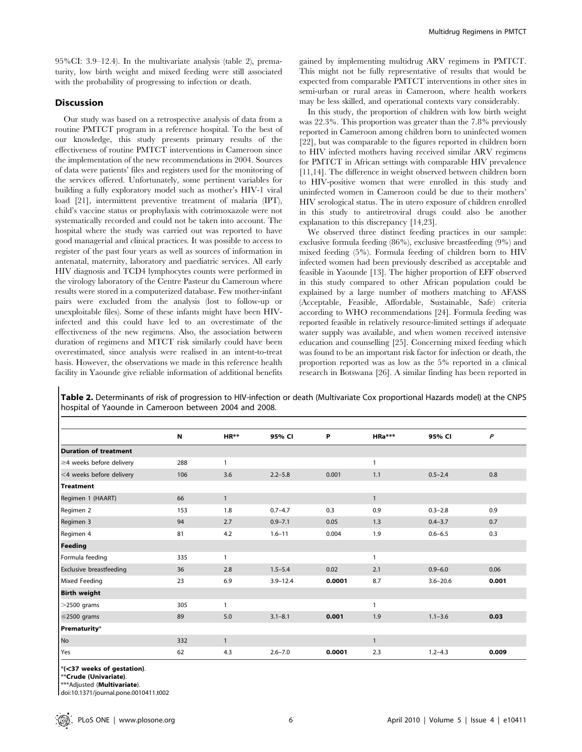95%CI: 3.9–12.4). In the multivariate analysis (table 2), prematurity, low birth weight and mixed feeding were still associated with the probability of progressing to infection or death.

## Discussion

Our study was based on a retrospective analysis of data from a routine PMTCT program in a reference hospital. To the best of our knowledge, this study presents primary results of the effectiveness of routine PMTCT interventions in Cameroon since the implementation of the new recommendations in 2004. Sources of data were patients' files and registers used for the monitoring of the services offered. Unfortunately, some pertinent variables for building a fully exploratory model such as mother's HIV-1 viral load [21], intermittent preventive treatment of malaria (IPT), child's vaccine status or prophylaxis with cotrimoxazole were not systematically recorded and could not be taken into account. The hospital where the study was carried out was reported to have good managerial and clinical practices. It was possible to access to register of the past four years as well as sources of information in antenatal, maternity, laboratory and paediatric services. All early HIV diagnosis and TCD4 lymphocytes counts were performed in the virology laboratory of the Centre Pasteur du Cameroun where results were stored in a computerized database. Few mother-infant pairs were excluded from the analysis (lost to follow-up or unexploitable files). Some of these infants might have been HIV-infected and this could have led to an overestimate of the effectiveness of the new regimens. Also, the association between duration of regimens and MTCT risk similarly could have been overestimated, since analysis were realised in an intent-to-treat basis. However, the observations we made in this reference health facility in Yaounde give reliable information of additional benefits gained by implementing multidrug ARV regimens in PMTCT. This might not be fully representative of results that would be expected from comparable PMTCT interventions in other sites in semi-urban or rural areas in Cameroon, where health workers may be less skilled, and operational contexts vary considerably.

In this study, the proportion of children with low birth weight was 22.3%. This proportion was greater than the 7.8% previously reported in Cameroon among children born to uninfected women [22], but was comparable to the figures reported in children born to HIV infected mothers having received similar ARV regimens for PMTCT in African settings with comparable HIV prevalence [11,14]. The difference in weight observed between children born to HIV-positive women that were enrolled in this study and uninfected women in Cameroon could be due to their mothers' HIV serological status. The in utero exposure of children enrolled in this study to antiretroviral drugs could also be another explanation to this discrepancy [14,23].

We observed three distinct feeding practices in our sample: exclusive formula feeding (86%), exclusive breastfeeding (9%) and mixed feeding (5%). Formula feeding of children born to HIV infected women had been previously described as acceptable and feasible in Yaounde [13]. The higher proportion of EFF observed in this study compared to other African population could be explained by a large number of mothers matching to AFASS (Acceptable, Feasible, Affordable, Sustainable, Safe) criteria according to WHO recommendations [24]. Formula feeding was reported feasible in relatively resource-limited settings if adequate water supply was available, and when women received intensive education and counselling [25]. Concerning mixed feeding which was found to be an important risk factor for infection or death, the proportion reported was as low as the 5% reported in a clinical research in Botswana [26]. A similar finding has been reported in

**Table 2.** Determinants of risk of progression to HIV-infection or death (Multivariate Cox proportional Hazards model) at the CNPS hospital of Yaounde in Cameroon between 2004 and 2008.

| | N | HR** | 95% CI | P | HRa*** | 95% CI | *P* |
|---|---|---|---|---|---|---|---|
| **Duration of treatment** | | | | | | | |
| ≥4 weeks before delivery | 288 | 1 | | | 1 | | |
| <4 weeks before delivery | 106 | 3.6 | 2.2–5.8 | 0.001 | 1.1 | 0.5–2.4 | 0.8 |
| **Treatment** | | | | | | | |
| Regimen 1 (HAART) | 66 | 1 | | | 1 | | |
| Regimen 2 | 153 | 1.8 | 0.7–4.7 | 0.3 | 0.9 | 0.3–2.8 | 0.9 |
| Regimen 3 | 94 | 2.7 | 0.9–7.1 | 0.05 | 1.3 | 0.4–3.7 | 0.7 |
| Regimen 4 | 81 | 4.2 | 1.6–11 | 0.004 | 1.9 | 0.6–6.5 | 0.3 |
| **Feeding** | | | | | | | |
| Formula feeding | 335 | 1 | | | 1 | | |
| Exclusive breastfeeding | 36 | 2.8 | 1.5–5.4 | 0.02 | 2.1 | 0.9–6.0 | 0.06 |
| Mixed Feeding | 23 | 6.9 | 3.9–12.4 | **0.0001** | 8.7 | 3.6–20.6 | **0.001** |
| **Birth weight** | | | | | | | |
| >2500 grams | 305 | 1 | | | 1 | | |
| ≤2500 grams | 89 | 5.0 | 3.1–8.1 | **0.001** | 1.9 | 1.1–3.6 | **0.03** |
| **Prematurity*** | | | | | | | |
| No | 332 | 1 | | | 1 | | |
| Yes | 62 | 4.3 | 2.6–7.0 | **0.0001** | 2.3 | 1.2–4.3 | **0.009** |

*(<37 weeks of gestation).
**Crude (Univariate).
***Adjusted (**Multivariate**).
doi:10.1371/journal.pone.0010411.t002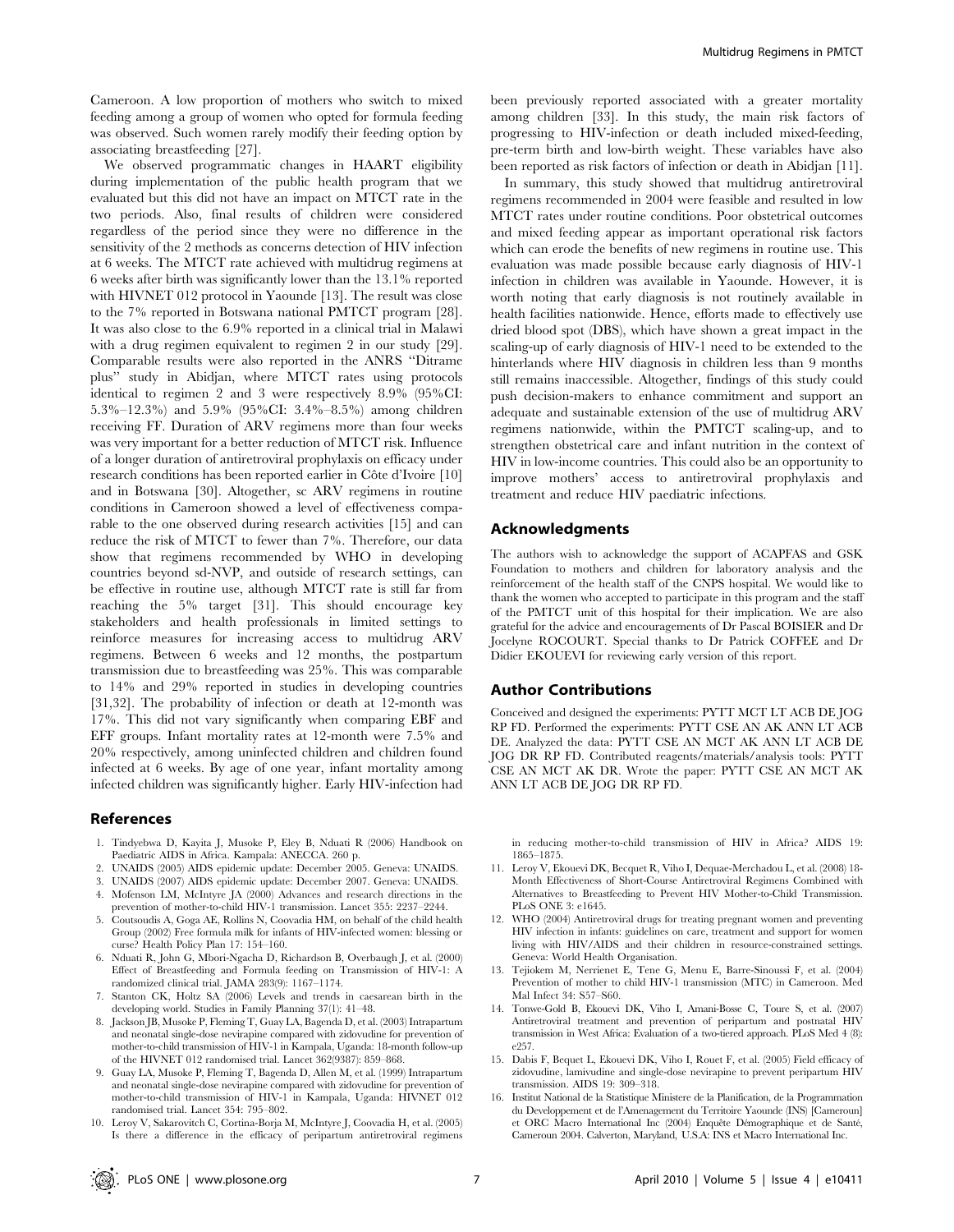Cameroon. A low proportion of mothers who switch to mixed feeding among a group of women who opted for formula feeding was observed. Such women rarely modify their feeding option by associating breastfeeding [27].

We observed programmatic changes in HAART eligibility during implementation of the public health program that we evaluated but this did not have an impact on MTCT rate in the two periods. Also, final results of children were considered regardless of the period since they were no difference in the sensitivity of the 2 methods as concerns detection of HIV infection at 6 weeks. The MTCT rate achieved with multidrug regimens at 6 weeks after birth was significantly lower than the 13.1% reported with HIVNET 012 protocol in Yaounde [13]. The result was close to the 7% reported in Botswana national PMTCT program [28]. It was also close to the 6.9% reported in a clinical trial in Malawi with a drug regimen equivalent to regimen 2 in our study [29]. Comparable results were also reported in the ANRS ''Ditrame plus'' study in Abidjan, where MTCT rates using protocols identical to regimen 2 and 3 were respectively 8.9% (95%CI: 5.3%–12.3%) and 5.9% (95%CI: 3.4%–8.5%) among children receiving FF. Duration of ARV regimens more than four weeks was very important for a better reduction of MTCT risk. Influence of a longer duration of antiretroviral prophylaxis on efficacy under research conditions has been reported earlier in Côte d'Ivoire [10] and in Botswana [30]. Altogether, sc ARV regimens in routine conditions in Cameroon showed a level of effectiveness comparable to the one observed during research activities [15] and can reduce the risk of MTCT to fewer than 7%. Therefore, our data show that regimens recommended by WHO in developing countries beyond sd-NVP, and outside of research settings, can be effective in routine use, although MTCT rate is still far from reaching the 5% target [31]. This should encourage key stakeholders and health professionals in limited settings to reinforce measures for increasing access to multidrug ARV regimens. Between 6 weeks and 12 months, the postpartum transmission due to breastfeeding was 25%. This was comparable to 14% and 29% reported in studies in developing countries [31,32]. The probability of infection or death at 12-month was 17%. This did not vary significantly when comparing EBF and EFF groups. Infant mortality rates at 12-month were 7.5% and 20% respectively, among uninfected children and children found infected at 6 weeks. By age of one year, infant mortality among infected children was significantly higher. Early HIV-infection had been previously reported associated with a greater mortality among children [33]. In this study, the main risk factors of progressing to HIV-infection or death included mixed-feeding, pre-term birth and low-birth weight. These variables have also been reported as risk factors of infection or death in Abidjan [11].

In summary, this study showed that multidrug antiretroviral regimens recommended in 2004 were feasible and resulted in low MTCT rates under routine conditions. Poor obstetrical outcomes and mixed feeding appear as important operational risk factors which can erode the benefits of new regimens in routine use. This evaluation was made possible because early diagnosis of HIV-1 infection in children was available in Yaounde. However, it is worth noting that early diagnosis is not routinely available in health facilities nationwide. Hence, efforts made to effectively use dried blood spot (DBS), which have shown a great impact in the scaling-up of early diagnosis of HIV-1 need to be extended to the hinterlands where HIV diagnosis in children less than 9 months still remains inaccessible. Altogether, findings of this study could push decision-makers to enhance commitment and support an adequate and sustainable extension of the use of multidrug ARV regimens nationwide, within the PMTCT scaling-up, and to strengthen obstetrical care and infant nutrition in the context of HIV in low-income countries. This could also be an opportunity to improve mothers' access to antiretroviral prophylaxis and treatment and reduce HIV paediatric infections.

## Acknowledgments

The authors wish to acknowledge the support of ACAPFAS and GSK Foundation to mothers and children for laboratory analysis and the reinforcement of the health staff of the CNPS hospital. We would like to thank the women who accepted to participate in this program and the staff of the PMTCT unit of this hospital for their implication. We are also grateful for the advice and encouragements of Dr Pascal BOISIER and Dr Jocelyne ROCOURT. Special thanks to Dr Patrick COFFEE and Dr Didier EKOUEVI for reviewing early version of this report.

## Author Contributions

Conceived and designed the experiments: PYTT MCT LT ACB DE JOG RP FD. Performed the experiments: PYTT CSE AN AK ANN LT ACB DE. Analyzed the data: PYTT CSE AN MCT AK ANN LT ACB DE JOG DR RP FD. Contributed reagents/materials/analysis tools: PYTT CSE AN MCT AK DR. Wrote the paper: PYTT CSE AN MCT AK ANN LT ACB DE JOG DR RP FD.

## References

1. Tindyebwa D, Kayita J, Musoke P, Eley B, Nduati R (2006) Handbook on Paediatric AIDS in Africa. Kampala: ANECCA. 260 p.
2. UNAIDS (2005) AIDS epidemic update: December 2005. Geneva: UNAIDS.
3. UNAIDS (2007) AIDS epidemic update: December 2007. Geneva: UNAIDS.
4. Mofenson LM, McIntyre JA (2000) Advances and research directions in the prevention of mother-to-child HIV-1 transmission. Lancet 355: 2237–2244.
5. Coutsoudis A, Goga AE, Rollins N, Coovadia HM, on behalf of the child health Group (2002) Free formula milk for infants of HIV-infected women: blessing or curse? Health Policy Plan 17: 154–160.
6. Nduati R, John G, Mbori-Ngacha D, Richardson B, Overbaugh J, et al. (2000) Effect of Breastfeeding and Formula feeding on Transmission of HIV-1: A randomized clinical trial. JAMA 283(9): 1167–1174.
7. Stanton CK, Holtz SA (2006) Levels and trends in caesarean birth in the developing world. Studies in Family Planning 37(1): 41–48.
8. Jackson JB, Musoke P, Fleming T, Guay LA, Bagenda D, et al. (2003) Intrapartum and neonatal single-dose nevirapine compared with zidovudine for prevention of mother-to-child transmission of HIV-1 in Kampala, Uganda: 18-month follow-up of the HIVNET 012 randomised trial. Lancet 362(9387): 859–868.
9. Guay LA, Musoke P, Fleming T, Bagenda D, Allen M, et al. (1999) Intrapartum and neonatal single-dose nevirapine compared with zidovudine for prevention of mother-to-child transmission of HIV-1 in Kampala, Uganda: HIVNET 012 randomised trial. Lancet 354: 795–802.
10. Leroy V, Sakarovitch C, Cortina-Borja M, McIntyre J, Coovadia H, et al. (2005) Is there a difference in the efficacy of peripartum antiretroviral regimens in reducing mother-to-child transmission of HIV in Africa? AIDS 19: 1865–1875.
11. Leroy V, Ekouevi DK, Becquet R, Viho I, Dequae-Merchadou L, et al. (2008) 18-Month Effectiveness of Short-Course Antiretroviral Regimens Combined with Alternatives to Breastfeeding to Prevent HIV Mother-to-Child Transmission. PLoS ONE 3: e1645.
12. WHO (2004) Antiretroviral drugs for treating pregnant women and preventing HIV infection in infants: guidelines on care, treatment and support for women living with HIV/AIDS and their children in resource-constrained settings. Geneva: World Health Organisation.
13. Tejiokem M, Nerrienet E, Tene G, Menu E, Barre-Sinoussi F, et al. (2004) Prevention of mother to child HIV-1 transmission (MTC) in Cameroon. Med Mal Infect 34: S57–S60.
14. Tonwe-Gold B, Ekouevi DK, Viho I, Amani-Bosse C, Toure S, et al. (2007) Antiretroviral treatment and prevention of peripartum and postnatal HIV transmission in West Africa: Evaluation of a two-tiered approach. PLoS Med 4 (8): e257.
15. Dabis F, Bequet L, Ekouevi DK, Viho I, Rouet F, et al. (2005) Field efficacy of zidovudine, lamivudine and single-dose nevirapine to prevent peripartum HIV transmission. AIDS 19: 309–318.
16. Institut National de la Statistique Ministere de la Planification, de la Programmation du Developpement et de l'Amenagement du Territoire Yaounde (INS) [Cameroun] et ORC Macro International Inc (2004) Enquête Démographique et de Santé, Cameroun 2004. Calverton, Maryland, U.S.A: INS et Macro International Inc.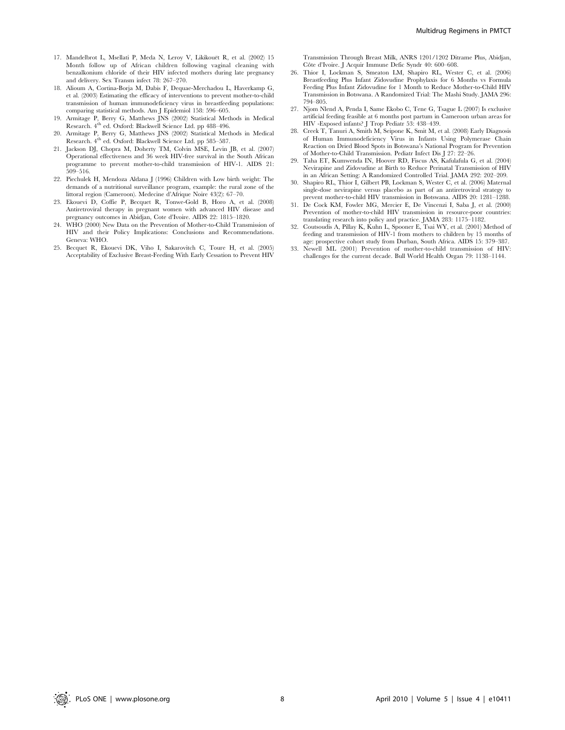17. Mandelbrot L, Msellati P, Meda N, Leroy V, Likikouët R, et al. (2002) 15 Month follow up of African children following vaginal cleaning with benzalkonium chloride of their HIV infected mothers during late pregnancy and delivery. Sex Transm infect 78: 267–270.
18. Alioum A, Cortina-Borja M, Dabis F, Dequae-Merchadou L, Haverkamp G, et al. (2003) Estimating the efficacy of interventions to prevent mother-to-child transmission of human immunodeficiency virus in breastfeeding populations: comparing statistical methods. Am J Epidemiol 158: 596–605.
19. Armitage P, Berry G, Matthews JNS (2002) Statistical Methods in Medical Research. 4th ed. Oxford: Blackwell Science Ltd. pp 488–496.
20. Armitage P, Berry G, Matthews JNS (2002) Statistical Methods in Medical Research. 4th ed. Oxford: Blackwell Science Ltd. pp 585–587.
21. Jackson DJ, Chopra M, Doherty TM, Colvin MSE, Levin JB, et al. (2007) Operational effectiveness and 36 week HIV-free survival in the South African programme to prevent mother-to-child transmission of HIV-1. AIDS 21: 509–516.
22. Piechulek H, Mendoza Aldana J (1996) Children with Low birth weight: The demands of a nutritional surveillance program, example: the rural zone of the littoral region (Cameroon). Medecine d'Afrique Noire 43(2): 67–70.
23. Ekouevi D, Coffie P, Becquet R, Tonwe-Gold B, Horo A, et al. (2008) Antiretroviral therapy in pregnant women with advanced HIV disease and pregnancy outcomes in Abidjan, Cote d'Ivoire. AIDS 22: 1815–1820.
24. WHO (2000) New Data on the Prevention of Mother-to-Child Transmission of HIV and their Policy Implications: Conclusions and Recommendations. Geneva: WHO.
25. Becquet R, Ekouevi DK, Viho I, Sakarovitch C, Toure H, et al. (2005) Acceptability of Exclusive Breast-Feeding With Early Cessation to Prevent HIV Transmission Through Breast Milk, ANRS 1201/1202 Ditrame Plus, Abidjan, Côte d'Ivoire. J Acquir Immune Defic Syndr 40: 600–608.
26. Thior I, Lockman S, Smeaton LM, Shapiro RL, Wester C, et al. (2006) Breastfeeding Plus Infant Zidovudine Prophylaxis for 6 Months vs Formula Feeding Plus Infant Zidovudine for 1 Month to Reduce Mother-to-Child HIV Transmission in Botswana. A Randomized Trial: The Mashi Study. JAMA 296: 794–805.
27. Njom Nlend A, Penda I, Same Ekobo C, Tene G, Tsague L (2007) Is exclusive artificial feeding feasible at 6 months post partum in Cameroon urban areas for HIV -Exposed infants? J Trop Pediatr 53: 438–439.
28. Creek T, Tanuri A, Smith M, Seipone K, Smit M, et al. (2008) Early Diagnosis of Human Immunodeficiency Virus in Infants Using Polymerase Chain Reaction on Dried Blood Spots in Botswana's National Program for Prevention of Mother-to-Child Transmission. Pediatr Infect Dis J 27: 22–26.
29. Taha ET, Kumwenda IN, Hoover RD, Fiscus AS, Kafulafula G, et al. (2004) Nevirapine and Zidovudine at Birth to Reduce Perinatal Transmission of HIV in an African Setting: A Randomized Controlled Trial. JAMA 292: 202–209.
30. Shapiro RL, Thior I, Gilbert PB, Lockman S, Wester C, et al. (2006) Maternal single-dose nevirapine versus placebo as part of an antiretroviral strategy to prevent mother-to-child HIV transmission in Botswana. AIDS 20: 1281–1288.
31. De Cock KM, Fowler MG, Mercier E, De Vincenzi I, Saba J, et al. (2000) Prevention of mother-to-child HIV transmission in resource-poor countries: translating research into policy and practice. JAMA 283: 1175–1182.
32. Coutsoudis A, Pillay K, Kuhn L, Spooner E, Tsai WY, et al. (2001) Method of feeding and transmission of HIV-1 from mothers to children by 15 months of age: prospective cohort study from Durban, South Africa. AIDS 15: 379–387.
33. Newell ML (2001) Prevention of mother-to-child transmission of HIV: challenges for the current decade. Bull World Health Organ 79: 1138–1144.